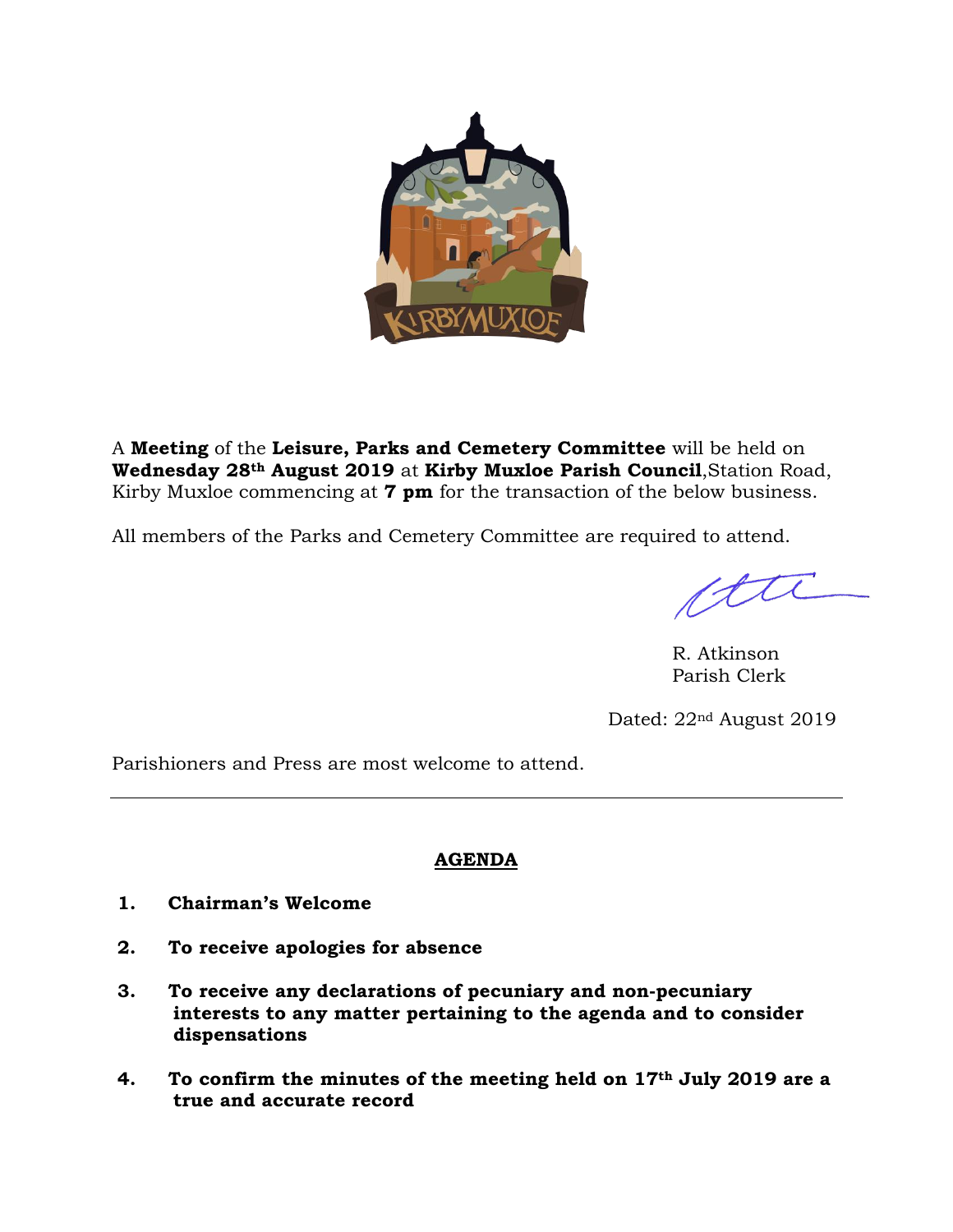A **Meeting** of the **Leisure, Parks and Cemetery Committee** will be held on **Wednesday 28th August 2019** at **Kirby Muxloe Parish Council**,Station Road, Kirby Muxloe commencing at **7 pm** for the transaction of the below business.

All members of the Parks and Cemetery Committee are required to attend.

R. Atkinson
Parish Clerk

Dated: 22nd August 2019

Parishioners and Press are most welcome to attend.

---

## AGENDA

1. **Chairman's Welcome**

2. **To receive apologies for absence**

3. **To receive any declarations of pecuniary and non-pecuniary interests to any matter pertaining to the agenda and to consider dispensations**

4. **To confirm the minutes of the meeting held on 17th July 2019 are a true and accurate record**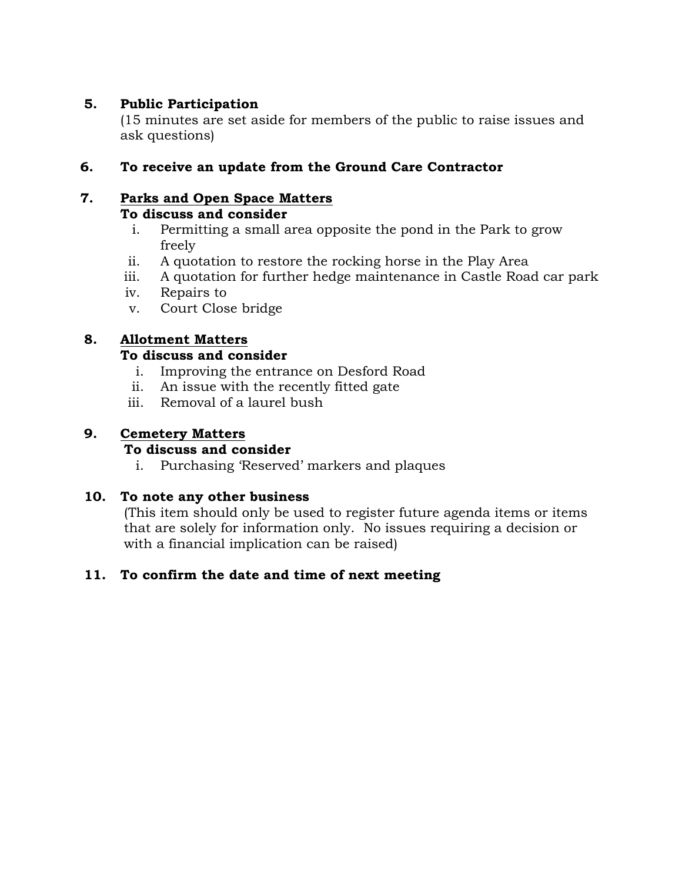5. **Public Participation**
   (15 minutes are set aside for members of the public to raise issues and ask questions)

6. **To receive an update from the Ground Care Contractor**

7. **<u>Parks and Open Space Matters</u>**
   **To discuss and consider**
   i. Permitting a small area opposite the pond in the Park to grow freely
   ii. A quotation to restore the rocking horse in the Play Area
   iii. A quotation for further hedge maintenance in Castle Road car park
   iv. Repairs to
   v. Court Close bridge

8. **<u>Allotment Matters</u>**
   **To discuss and consider**
   i. Improving the entrance on Desford Road
   ii. An issue with the recently fitted gate
   iii. Removal of a laurel bush

9. **<u>Cemetery Matters</u>**
   **To discuss and consider**
   i. Purchasing 'Reserved' markers and plaques

10. **To note any other business**
    (This item should only be used to register future agenda items or items that are solely for information only. No issues requiring a decision or with a financial implication can be raised)

11. **To confirm the date and time of next meeting**